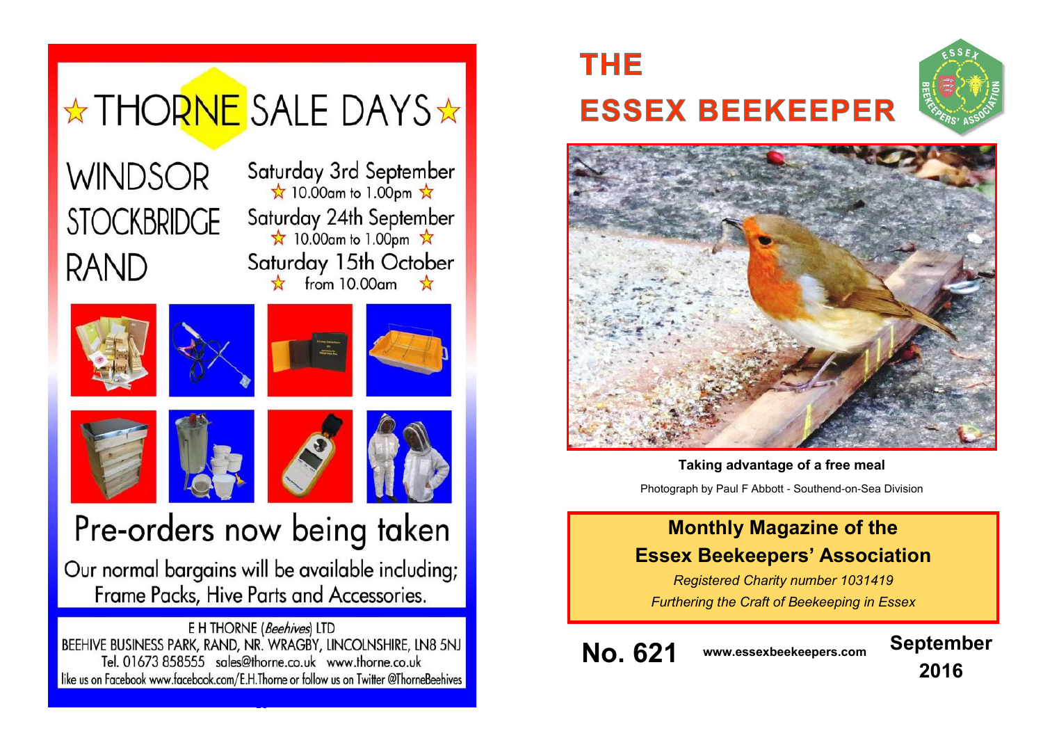# ☆ THORNE SALE DAYS ☆

**WINDSOR** — Saturday 3rd September ☆ 10.00am to 1.00pm ☆

**STOCKBRIDGE** — Saturday 24th September ☆ 10.00am to 1.00pm ☆

**RAND** — Saturday 15th October ☆ from 10.00am ☆

## Pre-orders now being taken

Our normal bargains will be available including; Frame Packs, Hive Parts and Accessories.

E H THORNE (*Beehives*) LTD
BEEHIVE BUSINESS PARK, RAND, NR. WRAGBY, LINCOLNSHIRE, LN8 5NJ
Tel. 01673 858555 sales@thorne.co.uk www.thorne.co.uk
like us on Facebook www.facebook.com/E.H.Thorne or follow us on Twitter @ThorneBeehives

# THE ESSEX BEEKEEPER

**Taking advantage of a free meal**

Photograph by Paul F Abbott - Southend-on-Sea Division

## Monthly Magazine of the Essex Beekeepers' Association

*Registered Charity number 1031419*

*Furthering the Craft of Beekeeping in Essex*

**No. 621** www.essexbeekeepers.com **September 2016**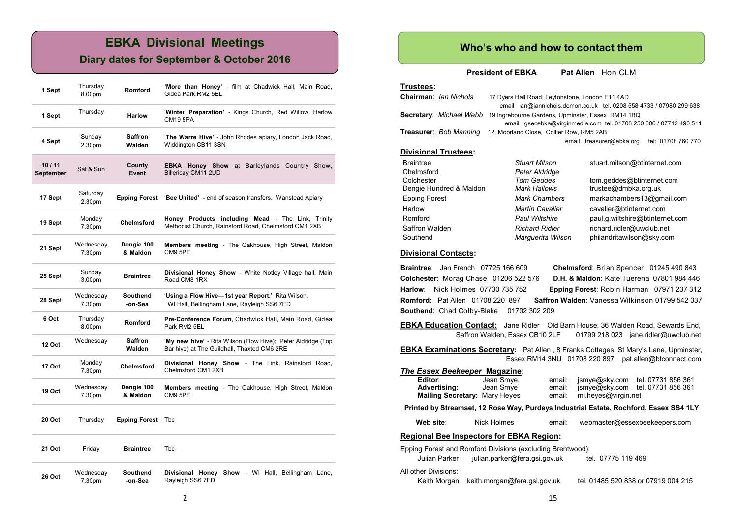# EBKA Divisional Meetings

## Diary dates for September & October 2016

| Date | Day/Time | Division | Event |
|---|---|---|---|
| **1 Sept** | Thursday 8.00pm | **Romford** | **'More than Honey'** - film at Chadwick Hall, Main Road, Gidea Park RM2 5EL |
| **1 Sept** | Thursday | **Harlow** | '**Winter Preparation**' - Kings Church, Red Willow, Harlow CM19 5PA |
| **4 Sept** | Sunday 2.30pm | **Saffron Walden** | '**The Warre Hive**' - John Rhodes apiary, London Jack Road, Widdington CB11 3SN |
| **10 / 11 September** | Sat & Sun | **County Event** | **EBKA Honey Show** at Barleylands Country Show, Billericay CM11 2UD |
| **17 Sept** | Saturday 2.30pm | **Epping Forest** | '**Bee United' -** end of season transfers. Wanstead Apiary |
| **19 Sept** | Monday 7.30pm | **Chelmsford** | **Honey Products including Mead** - The Link, Trinity Methodist Church, Rainsford Road, Chelmsford CM1 2XB |
| **21 Sept** | Wednesday 7.30pm | **Dengie 100 & Maldon** | **Members meeting** - The Oakhouse, High Street, Maldon CM9 5PF |
| **25 Sept** | Sunday 3.00pm | **Braintree** | **Divisional Honey Show** - White Notley Village hall, Main Road,CM8 1RX |
| **28 Sept** | Wednesday 7.30pm | **Southend -on-Sea** | '**Using a Flow Hive—1st year Report.**' Rita Wilson. WI Hall, Bellingham Lane, Rayleigh SS6 7ED |
| **6 Oct** | Thursday 8.00pm | **Romford** | **Pre-Conference Forum**, Chadwick Hall, Main Road, Gidea Park RM2 5EL |
| **12 Oct** | Wednesday | **Saffron Walden** | '**My new hive**' - Rita Wilson (Flow Hive); Peter Aldridge (Top Bar hive) at The Guildhall, Thaxted CM6 2RE |
| **17 Oct** | Monday 7.30pm | **Chelmsford** | **Divisional Honey Show** - The Link, Rainsford Road, Chelmsford CM1 2XB |
| **19 Oct** | Wednesday 7.30pm | **Dengie 100 & Maldon** | **Members meeting** - The Oakhouse, High Street, Maldon CM9 5PF |
| **20 Oct** | Thursday | **Epping Forest** | Tbc |
| **21 Oct** | Friday | **Braintree** | Tbc |
| **26 Oct** | Wednesday 7.30pm | **Southend -on-Sea** | **Divisional Honey Show** - WI Hall, Bellingham Lane, Rayleigh SS6 7ED |

# Who's who and how to contact them

**President of EBKA** **Pat Allen** Hon CLM

## Trustees:

**Chairman**: *Ian Nichols* 17 Dyers Hall Road, Leytonstone, London E11 4AD
email ian@iannichols.demon.co.uk tel. 0208 558 4733 / 07980 299 638

**Secretary**: *Michael Webb* 19 Ingrebourne Gardens, Upminster, Essex RM14 1BQ
email gsecebka@virginmedia.com tel. 01708 250 606 / 07712 490 511

**Treasurer**: *Bob Manning* 12, Moorland Close, Collier Row, RM5 2AB
email treasurer@ebka.org tel: 01708 760 770

## Divisional Trustees:

| Division | Trustee | Email |
|---|---|---|
| Braintree | *Stuart Mitson* | stuart.mitson@btinternet.com |
| Chelmsford | *Peter Aldridge* | |
| Colchester | *Tom Geddes* | tom.geddes@btinternet.com |
| Dengie Hundred & Maldon | *Mark Hallows* | trustee@dmbka.org.uk |
| Epping Forest | *Mark Chambers* | markachambers13@gmail.com |
| Harlow | *Martin Cavalier* | cavalier@btinternet.com |
| Romford | *Paul Wiltshire* | paul.g.wiltshire@btinternet.com |
| Saffron Walden | *Richard Ridler* | richard.ridler@uwclub.net |
| Southend | *Marguerita Wilson* | philanditawilson@sky.com |

## Divisional Contacts:

**Braintree**: Jan French 07725 166 609
**Chelmsford**: Brian Spencer 01245 490 843
**Colchester**: Morag Chase 01206 522 576
**D.H. & Maldon**: Kate Tuerena 07801 984 446
**Harlow**: Nick Holmes 07730 735 752
**Epping Forest**: Robin Harman 07971 237 312
**Romford:** Pat Allen 01708 220 897
**Saffron Walden**: Vanessa Wilkinson 01799 542 337
**Southend**: Chad Colby-Blake 01702 302 209

**EBKA Education Contact:** Jane Ridler Old Barn House, 36 Walden Road, Sewards End, Saffron Walden, Essex CB10 2LF 01799 218 023 jane.ridler@uwclub.net

**EBKA Examinations Secretary:** Pat Allen , 8 Franks Cottages, St Mary's Lane, Upminster, Essex RM14 3NU 01708 220 897 pat.allen@btconnect.com

## *The Essex Beekeeper* Magazine:

**Editor**: Jean Smye, email: jsmye@sky.com tel. 07731 856 361
**Advertising**: Jean Smye email: jsmye@sky.com tel. 07731 856 361
**Mailing Secretary**: Mary Heyes email: ml.heyes@virgin.net

**Printed by Streamset, 12 Rose Way, Purdeys Industrial Estate, Rochford, Essex SS4 1LY**

**Web site**: Nick Holmes email: webmaster@essexbeekeepers.com

## Regional Bee Inspectors for EBKA Region:

Epping Forest and Romford Divisions (excluding Brentwood):
Julian Parker julian.parker@fera.gsi.gov.uk tel. 07775 119 469

All other Divisions:
Keith Morgan keith.morgan@fera.gsi.gov.uk tel. 01485 520 838 or 07919 004 215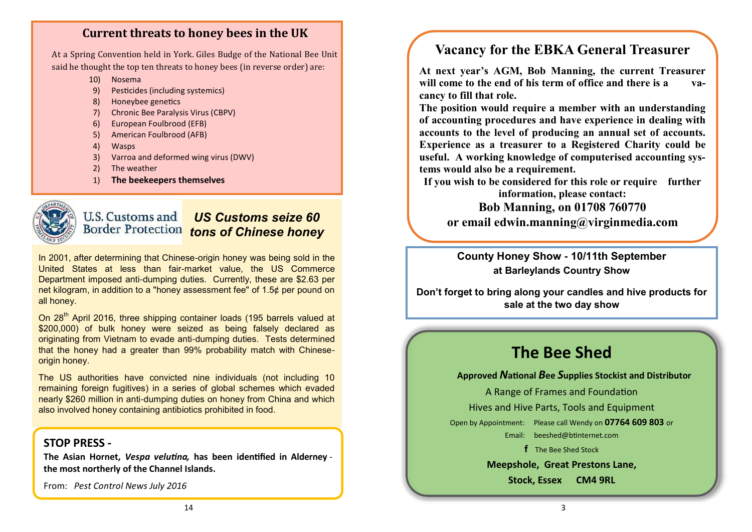## Current threats to honey bees in the UK

At a Spring Convention held in York. Giles Budge of the National Bee Unit said he thought the top ten threats to honey bees (in reverse order) are:

10) Nosema
9) Pesticides (including systemics)
8) Honeybee genetics
7) Chronic Bee Paralysis Virus (CBPV)
6) European Foulbrood (EFB)
5) American Foulbrood (AFB)
4) Wasps
3) Varroa and deformed wing virus (DWV)
2) The weather
1) **The beekeepers themselves**

U.S. Customs and Border Protection

## *US Customs seize 60 tons of Chinese honey*

In 2001, after determining that Chinese-origin honey was being sold in the United States at less than fair-market value, the US Commerce Department imposed anti-dumping duties. Currently, these are $2.63 per net kilogram, in addition to a "honey assessment fee" of 1.5¢ per pound on all honey.

On 28th April 2016, three shipping container loads (195 barrels valued at $200,000) of bulk honey were seized as being falsely declared as originating from Vietnam to evade anti-dumping duties. Tests determined that the honey had a greater than 99% probability match with Chinese-origin honey.

The US authorities have convicted nine individuals (not including 10 remaining foreign fugitives) in a series of global schemes which evaded nearly $260 million in anti-dumping duties on honey from China and which also involved honey containing antibiotics prohibited in food.

### STOP PRESS -

**The Asian Hornet, *Vespa velutina,* has been identified in Alderney - the most northerly of the Channel Islands.**

From: *Pest Control News July 2016*

## Vacancy for the EBKA General Treasurer

**At next year's AGM, Bob Manning, the current Treasurer will come to the end of his term of office and there is a vacancy to fill that role.**

**The position would require a member with an understanding of accounting procedures and have experience in dealing with accounts to the level of producing an annual set of accounts. Experience as a treasurer to a Registered Charity could be useful. A working knowledge of computerised accounting systems would also be a requirement.**

**If you wish to be considered for this role or require further information, please contact:**

**Bob Manning, on 01708 760770**

**or email edwin.manning@virginmedia.com**

**County Honey Show - 10/11th September**
**at Barleylands Country Show**

**Don't forget to bring along your candles and hive products for sale at the two day show**

## The Bee Shed

**Approved *N*ational *B*ee *S*upplies Stockist and Distributor**

A Range of Frames and Foundation

Hives and Hive Parts, Tools and Equipment

Open by Appointment: Please call Wendy on **07764 609 803** or

Email: beeshed@btinternet.com

f The Bee Shed Stock

**Meepshole, Great Prestons Lane,**

**Stock, Essex CM4 9RL**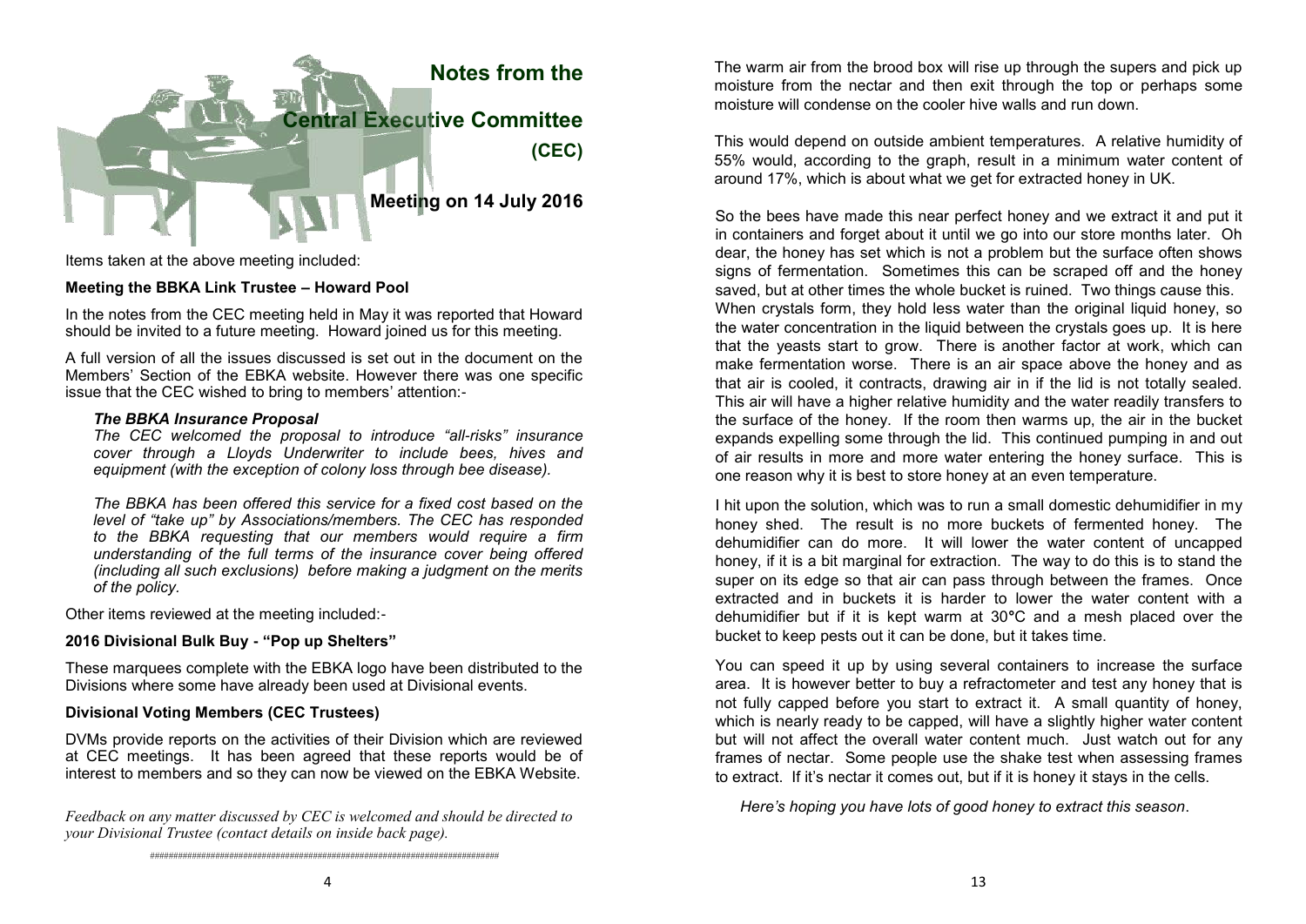# Notes from the Central Executive Committee (CEC)

## Meeting on 14 July 2016

Items taken at the above meeting included:

**Meeting the BBKA Link Trustee – Howard Pool**

In the notes from the CEC meeting held in May it was reported that Howard should be invited to a future meeting. Howard joined us for this meeting.

A full version of all the issues discussed is set out in the document on the Members' Section of the EBKA website. However there was one specific issue that the CEC wished to bring to members' attention:-

***The BBKA Insurance Proposal***

*The CEC welcomed the proposal to introduce "all-risks" insurance cover through a Lloyds Underwriter to include bees, hives and equipment (with the exception of colony loss through bee disease).*

*The BBKA has been offered this service for a fixed cost based on the level of "take up" by Associations/members. The CEC has responded to the BBKA requesting that our members would require a firm understanding of the full terms of the insurance cover being offered (including all such exclusions) before making a judgment on the merits of the policy.*

Other items reviewed at the meeting included:-

**2016 Divisional Bulk Buy - "Pop up Shelters"**

These marquees complete with the EBKA logo have been distributed to the Divisions where some have already been used at Divisional events.

**Divisional Voting Members (CEC Trustees)**

DVMs provide reports on the activities of their Division which are reviewed at CEC meetings. It has been agreed that these reports would be of interest to members and so they can now be viewed on the EBKA Website.

*Feedback on any matter discussed by CEC is welcomed and should be directed to your Divisional Trustee (contact details on inside back page).*

---

The warm air from the brood box will rise up through the supers and pick up moisture from the nectar and then exit through the top or perhaps some moisture will condense on the cooler hive walls and run down.

This would depend on outside ambient temperatures. A relative humidity of 55% would, according to the graph, result in a minimum water content of around 17%, which is about what we get for extracted honey in UK.

So the bees have made this near perfect honey and we extract it and put it in containers and forget about it until we go into our store months later. Oh dear, the honey has set which is not a problem but the surface often shows signs of fermentation. Sometimes this can be scraped off and the honey saved, but at other times the whole bucket is ruined. Two things cause this. When crystals form, they hold less water than the original liquid honey, so the water concentration in the liquid between the crystals goes up. It is here that the yeasts start to grow. There is another factor at work, which can make fermentation worse. There is an air space above the honey and as that air is cooled, it contracts, drawing air in if the lid is not totally sealed. This air will have a higher relative humidity and the water readily transfers to the surface of the honey. If the room then warms up, the air in the bucket expands expelling some through the lid. This continued pumping in and out of air results in more and more water entering the honey surface. This is one reason why it is best to store honey at an even temperature.

I hit upon the solution, which was to run a small domestic dehumidifier in my honey shed. The result is no more buckets of fermented honey. The dehumidifier can do more. It will lower the water content of uncapped honey, if it is a bit marginal for extraction. The way to do this is to stand the super on its edge so that air can pass through between the frames. Once extracted and in buckets it is harder to lower the water content with a dehumidifier but if it is kept warm at 30°C and a mesh placed over the bucket to keep pests out it can be done, but it takes time.

You can speed it up by using several containers to increase the surface area. It is however better to buy a refractometer and test any honey that is not fully capped before you start to extract it. A small quantity of honey, which is nearly ready to be capped, will have a slightly higher water content but will not affect the overall water content much. Just watch out for any frames of nectar. Some people use the shake test when assessing frames to extract. If it's nectar it comes out, but if it is honey it stays in the cells.

*Here's hoping you have lots of good honey to extract this season*.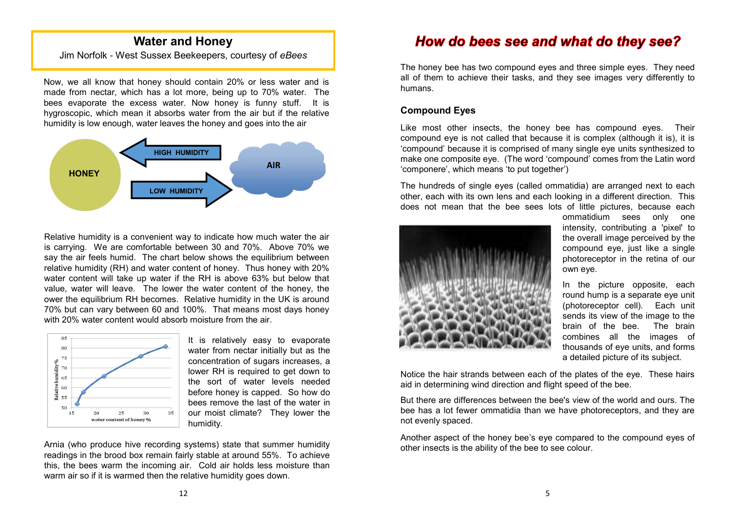## Water and Honey

Jim Norfolk - West Sussex Beekeepers, courtesy of *eBees*

Now, we all know that honey should contain 20% or less water and is made from nectar, which has a lot more, being up to 70% water. The bees evaporate the excess water. Now honey is funny stuff. It is hygroscopic, which mean it absorbs water from the air but if the relative humidity is low enough, water leaves the honey and goes into the air

Relative humidity is a convenient way to indicate how much water the air is carrying. We are comfortable between 30 and 70%. Above 70% we say the air feels humid. The chart below shows the equilibrium between relative humidity (RH) and water content of honey. Thus honey with 20% water content will take up water if the RH is above 63% but below that value, water will leave. The lower the water content of the honey, the ower the equilibrium RH becomes. Relative humidity in the UK is around 70% but can vary between 60 and 100%. That means most days honey with 20% water content would absorb moisture from the air.

It is relatively easy to evaporate water from nectar initially but as the concentration of sugars increases, a lower RH is required to get down to the sort of water levels needed before honey is capped. So how do bees remove the last of the water in our moist climate? They lower the humidity.

Arnia (who produce hive recording systems) state that summer humidity readings in the brood box remain fairly stable at around 55%. To achieve this, the bees warm the incoming air. Cold air holds less moisture than warm air so if it is warmed then the relative humidity goes down.

# *How do bees see and what do they see?*

The honey bee has two compound eyes and three simple eyes. They need all of them to achieve their tasks, and they see images very differently to humans.

### Compound Eyes

Like most other insects, the honey bee has compound eyes. Their compound eye is not called that because it is complex (although it is), it is 'compound' because it is comprised of many single eye units synthesized to make one composite eye. (The word 'compound' comes from the Latin word 'componere', which means 'to put together')

The hundreds of single eyes (called ommatidia) are arranged next to each other, each with its own lens and each looking in a different direction. This does not mean that the bee sees lots of little pictures, because each ommatidium sees only one intensity, contributing a 'pixel' to the overall image perceived by the compound eye, just like a single photoreceptor in the retina of our own eye.

In the picture opposite, each round hump is a separate eye unit (photoreceptor cell). Each unit sends its view of the image to the brain of the bee. The brain combines all the images of thousands of eye units, and forms a detailed picture of its subject.

Notice the hair strands between each of the plates of the eye. These hairs aid in determining wind direction and flight speed of the bee.

But there are differences between the bee's view of the world and ours. The bee has a lot fewer ommatidia than we have photoreceptors, and they are not evenly spaced.

Another aspect of the honey bee's eye compared to the compound eyes of other insects is the ability of the bee to see colour.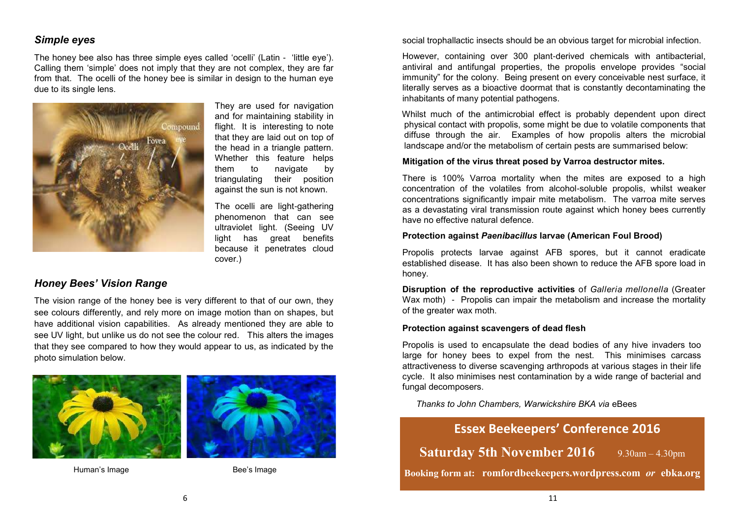### *Simple eyes*

The honey bee also has three simple eyes called 'ocelli' (Latin - 'little eye'). Calling them 'simple' does not imply that they are not complex, they are far from that. The ocelli of the honey bee is similar in design to the human eye due to its single lens.

They are used for navigation and for maintaining stability in flight. It is interesting to note that they are laid out on top of the head in a triangle pattern. Whether this feature helps them to navigate by triangulating their position against the sun is not known.

The ocelli are light-gathering phenomenon that can see ultraviolet light. (Seeing UV light has great benefits because it penetrates cloud cover.)

### *Honey Bees' Vision Range*

The vision range of the honey bee is very different to that of our own, they see colours differently, and rely more on image motion than on shapes, but have additional vision capabilities. As already mentioned they are able to see UV light, but unlike us do not see the colour red. This alters the images that they see compared to how they would appear to us, as indicated by the photo simulation below.

Human's Image

Bee's Image

social trophallactic insects should be an obvious target for microbial infection.

However, containing over 300 plant-derived chemicals with antibacterial, antiviral and antifungal properties, the propolis envelope provides "social immunity" for the colony. Being present on every conceivable nest surface, it literally serves as a bioactive doormat that is constantly decontaminating the inhabitants of many potential pathogens.

Whilst much of the antimicrobial effect is probably dependent upon direct physical contact with propolis, some might be due to volatile components that diffuse through the air. Examples of how propolis alters the microbial landscape and/or the metabolism of certain pests are summarised below:

**Mitigation of the virus threat posed by Varroa destructor mites.**

There is 100% Varroa mortality when the mites are exposed to a high concentration of the volatiles from alcohol-soluble propolis, whilst weaker concentrations significantly impair mite metabolism. The varroa mite serves as a devastating viral transmission route against which honey bees currently have no effective natural defence.

**Protection against *Paenibacillus* larvae (American Foul Brood)**

Propolis protects larvae against AFB spores, but it cannot eradicate established disease. It has also been shown to reduce the AFB spore load in honey.

**Disruption of the reproductive activities** of *Galleria mellonella* (Greater Wax moth) - Propolis can impair the metabolism and increase the mortality of the greater wax moth.

**Protection against scavengers of dead flesh**

Propolis is used to encapsulate the dead bodies of any hive invaders too large for honey bees to expel from the nest. This minimises carcass attractiveness to diverse scavenging arthropods at various stages in their life cycle. It also minimises nest contamination by a wide range of bacterial and fungal decomposers.

*Thanks to John Chambers, Warwickshire BKA via* eBees

## Essex Beekeepers' Conference 2016

**Saturday 5th November 2016** 9.30am – 4.30pm

**Booking form at: romfordbeekeepers.wordpress.com *or* ebka.org**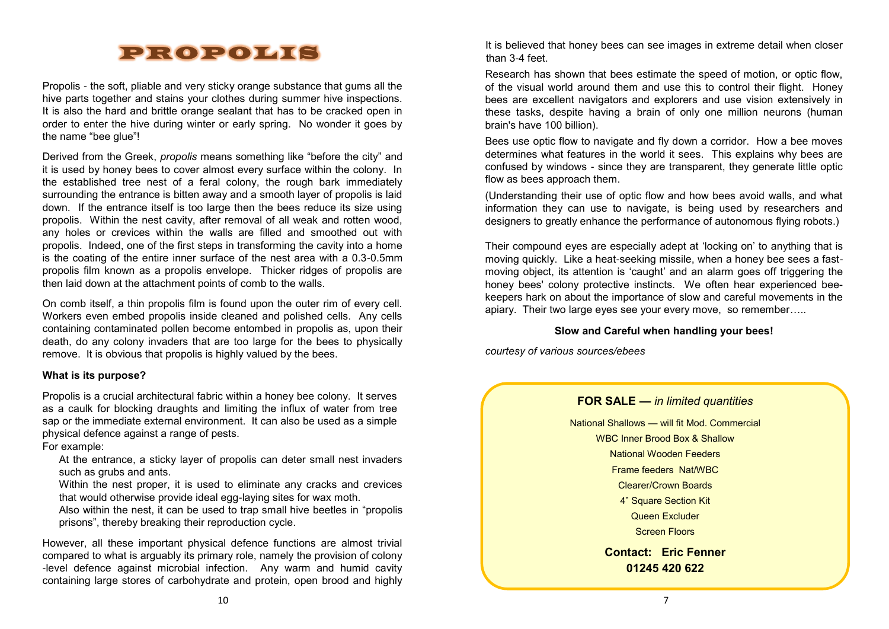# PROPOLIS

Propolis - the soft, pliable and very sticky orange substance that gums all the hive parts together and stains your clothes during summer hive inspections. It is also the hard and brittle orange sealant that has to be cracked open in order to enter the hive during winter or early spring. No wonder it goes by the name "bee glue"!

Derived from the Greek, *propolis* means something like "before the city" and it is used by honey bees to cover almost every surface within the colony. In the established tree nest of a feral colony, the rough bark immediately surrounding the entrance is bitten away and a smooth layer of propolis is laid down. If the entrance itself is too large then the bees reduce its size using propolis. Within the nest cavity, after removal of all weak and rotten wood, any holes or crevices within the walls are filled and smoothed out with propolis. Indeed, one of the first steps in transforming the cavity into a home is the coating of the entire inner surface of the nest area with a 0.3-0.5mm propolis film known as a propolis envelope. Thicker ridges of propolis are then laid down at the attachment points of comb to the walls.

On comb itself, a thin propolis film is found upon the outer rim of every cell. Workers even embed propolis inside cleaned and polished cells. Any cells containing contaminated pollen become entombed in propolis as, upon their death, do any colony invaders that are too large for the bees to physically remove. It is obvious that propolis is highly valued by the bees.

**What is its purpose?**

Propolis is a crucial architectural fabric within a honey bee colony. It serves as a caulk for blocking draughts and limiting the influx of water from tree sap or the immediate external environment. It can also be used as a simple physical defence against a range of pests.

For example:

At the entrance, a sticky layer of propolis can deter small nest invaders such as grubs and ants.

Within the nest proper, it is used to eliminate any cracks and crevices that would otherwise provide ideal egg-laying sites for wax moth.

Also within the nest, it can be used to trap small hive beetles in "propolis prisons", thereby breaking their reproduction cycle.

However, all these important physical defence functions are almost trivial compared to what is arguably its primary role, namely the provision of colony -level defence against microbial infection. Any warm and humid cavity containing large stores of carbohydrate and protein, open brood and highly

It is believed that honey bees can see images in extreme detail when closer than 3-4 feet.

Research has shown that bees estimate the speed of motion, or optic flow, of the visual world around them and use this to control their flight. Honey bees are excellent navigators and explorers and use vision extensively in these tasks, despite having a brain of only one million neurons (human brain's have 100 billion).

Bees use optic flow to navigate and fly down a corridor. How a bee moves determines what features in the world it sees. This explains why bees are confused by windows - since they are transparent, they generate little optic flow as bees approach them.

(Understanding their use of optic flow and how bees avoid walls, and what information they can use to navigate, is being used by researchers and designers to greatly enhance the performance of autonomous flying robots.)

Their compound eyes are especially adept at 'locking on' to anything that is moving quickly. Like a heat-seeking missile, when a honey bee sees a fast-moving object, its attention is 'caught' and an alarm goes off triggering the honey bees' colony protective instincts. We often hear experienced bee-keepers hark on about the importance of slow and careful movements in the apiary. Their two large eyes see your every move, so remember…..

**Slow and Careful when handling your bees!**

*courtesy of various sources/ebees*

**FOR SALE —** *in limited quantities*

National Shallows — will fit Mod. Commercial

WBC Inner Brood Box & Shallow

National Wooden Feeders

Frame feeders Nat/WBC

Clearer/Crown Boards

4" Square Section Kit

Queen Excluder

Screen Floors

**Contact: Eric Fenner**

**01245 420 622**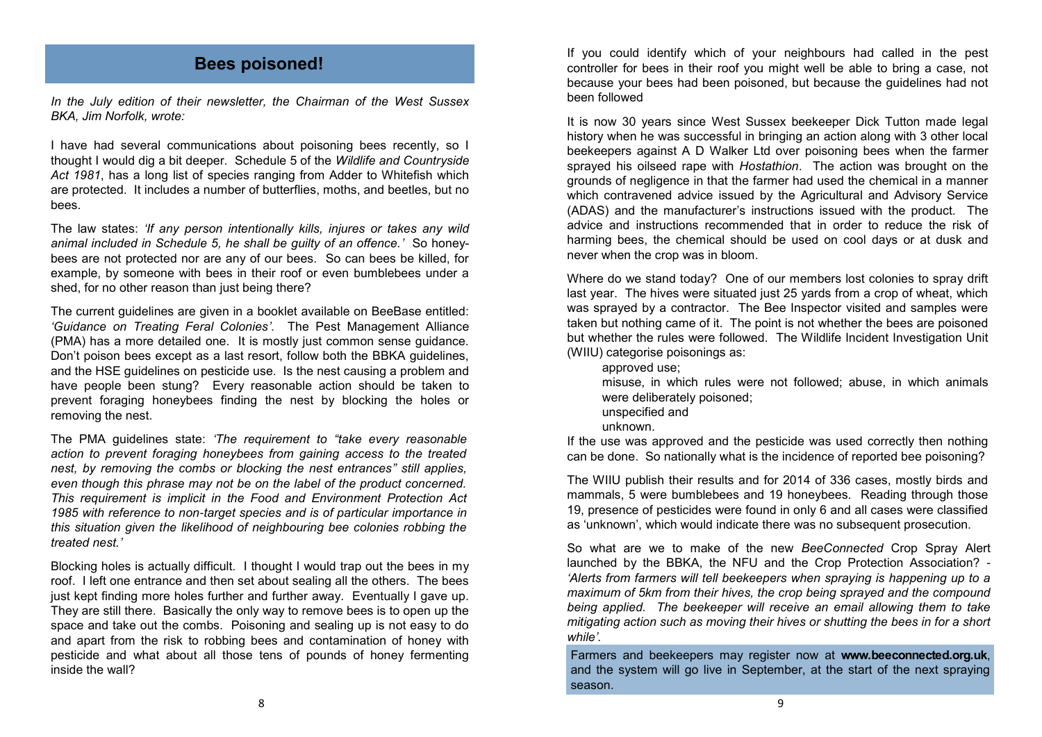## Bees poisoned!

*In the July edition of their newsletter, the Chairman of the West Sussex BKA, Jim Norfolk, wrote:*

I have had several communications about poisoning bees recently, so I thought I would dig a bit deeper. Schedule 5 of the *Wildlife and Countryside Act 1981*, has a long list of species ranging from Adder to Whitefish which are protected. It includes a number of butterflies, moths, and beetles, but no bees.

The law states: *'If any person intentionally kills, injures or takes any wild animal included in Schedule 5, he shall be guilty of an offence.'* So honeybees are not protected nor are any of our bees. So can bees be killed, for example, by someone with bees in their roof or even bumblebees under a shed, for no other reason than just being there?

The current guidelines are given in a booklet available on BeeBase entitled: *'Guidance on Treating Feral Colonies'*. The Pest Management Alliance (PMA) has a more detailed one. It is mostly just common sense guidance. Don't poison bees except as a last resort, follow both the BBKA guidelines, and the HSE guidelines on pesticide use. Is the nest causing a problem and have people been stung? Every reasonable action should be taken to prevent foraging honeybees finding the nest by blocking the holes or removing the nest.

The PMA guidelines state: *'The requirement to "take every reasonable action to prevent foraging honeybees from gaining access to the treated nest, by removing the combs or blocking the nest entrances" still applies, even though this phrase may not be on the label of the product concerned. This requirement is implicit in the Food and Environment Protection Act 1985 with reference to non-target species and is of particular importance in this situation given the likelihood of neighbouring bee colonies robbing the treated nest.'*

Blocking holes is actually difficult. I thought I would trap out the bees in my roof. I left one entrance and then set about sealing all the others. The bees just kept finding more holes further and further away. Eventually I gave up. They are still there. Basically the only way to remove bees is to open up the space and take out the combs. Poisoning and sealing up is not easy to do and apart from the risk to robbing bees and contamination of honey with pesticide and what about all those tens of pounds of honey fermenting inside the wall?

If you could identify which of your neighbours had called in the pest controller for bees in their roof you might well be able to bring a case, not because your bees had been poisoned, but because the guidelines had not been followed

It is now 30 years since West Sussex beekeeper Dick Tutton made legal history when he was successful in bringing an action along with 3 other local beekeepers against A D Walker Ltd over poisoning bees when the farmer sprayed his oilseed rape with *Hostathion*. The action was brought on the grounds of negligence in that the farmer had used the chemical in a manner which contravened advice issued by the Agricultural and Advisory Service (ADAS) and the manufacturer's instructions issued with the product. The advice and instructions recommended that in order to reduce the risk of harming bees, the chemical should be used on cool days or at dusk and never when the crop was in bloom.

Where do we stand today? One of our members lost colonies to spray drift last year. The hives were situated just 25 yards from a crop of wheat, which was sprayed by a contractor. The Bee Inspector visited and samples were taken but nothing came of it. The point is not whether the bees are poisoned but whether the rules were followed. The Wildlife Incident Investigation Unit (WIIU) categorise poisonings as:

approved use;
misuse, in which rules were not followed; abuse, in which animals were deliberately poisoned;
unspecified and
unknown.

If the use was approved and the pesticide was used correctly then nothing can be done. So nationally what is the incidence of reported bee poisoning?

The WIIU publish their results and for 2014 of 336 cases, mostly birds and mammals, 5 were bumblebees and 19 honeybees. Reading through those 19, presence of pesticides were found in only 6 and all cases were classified as 'unknown', which would indicate there was no subsequent prosecution.

So what are we to make of the new *BeeConnected* Crop Spray Alert launched by the BBKA, the NFU and the Crop Protection Association? - *'Alerts from farmers will tell beekeepers when spraying is happening up to a maximum of 5km from their hives, the crop being sprayed and the compound being applied. The beekeeper will receive an email allowing them to take mitigating action such as moving their hives or shutting the bees in for a short while'.*

Farmers and beekeepers may register now at **www.beeconnected.org.uk**, and the system will go live in September, at the start of the next spraying season.